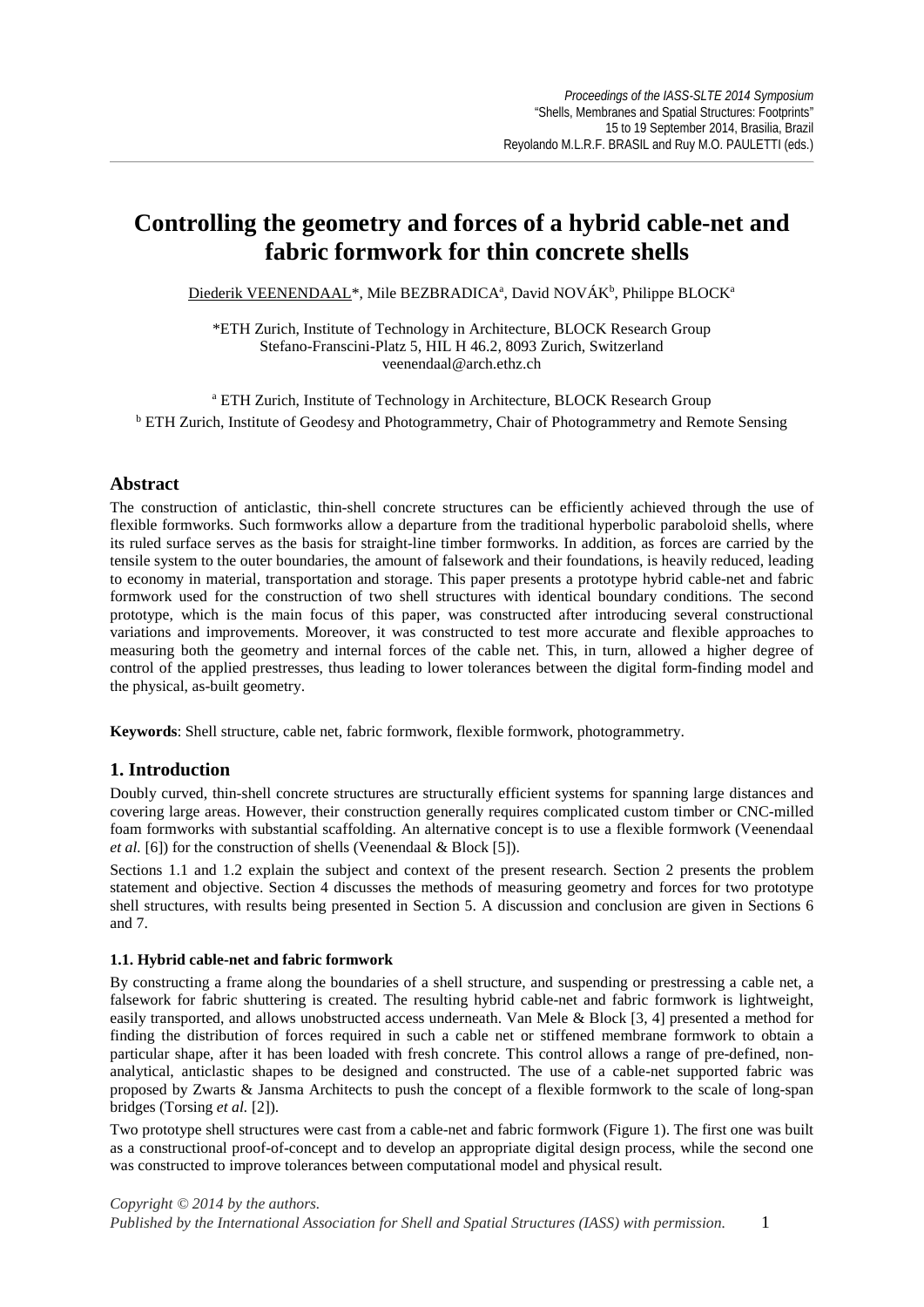# Controlling the geometry and forces of a hybrid cable-net and fabric formwork for thin concrete shells

Diederik VEENENDAAL*, Mile BEZBRADICA[a], David NOVÁK[b], Philippe BLOCK[a]

*ETH Zurich, Institute of Technology in Architecture, BLOCK Research Group
Stefano-Franscini-Platz 5, HIL H 46.2, 8093 Zurich, Switzerland
veenendaal@arch.ethz.ch

[a] ETH Zurich, Institute of Technology in Architecture, BLOCK Research Group
[b] ETH Zurich, Institute of Geodesy and Photogrammetry, Chair of Photogrammetry and Remote Sensing

## Abstract

The construction of anticlastic, thin-shell concrete structures can be efficiently achieved through the use of flexible formworks. Such formworks allow a departure from the traditional hyperbolic paraboloid shells, where its ruled surface serves as the basis for straight-line timber formworks. In addition, as forces are carried by the tensile system to the outer boundaries, the amount of falsework and their foundations, is heavily reduced, leading to economy in material, transportation and storage. This paper presents a prototype hybrid cable-net and fabric formwork used for the construction of two shell structures with identical boundary conditions. The second prototype, which is the main focus of this paper, was constructed after introducing several constructional variations and improvements. Moreover, it was constructed to test more accurate and flexible approaches to measuring both the geometry and internal forces of the cable net. This, in turn, allowed a higher degree of control of the applied prestresses, thus leading to lower tolerances between the digital form-finding model and the physical, as-built geometry.

**Keywords**: Shell structure, cable net, fabric formwork, flexible formwork, photogrammetry.

## 1. Introduction

Doubly curved, thin-shell concrete structures are structurally efficient systems for spanning large distances and covering large areas. However, their construction generally requires complicated custom timber or CNC-milled foam formworks with substantial scaffolding. An alternative concept is to use a flexible formwork (Veenendaal *et al.* [6]) for the construction of shells (Veenendaal & Block [5]).

Sections 1.1 and 1.2 explain the subject and context of the present research. Section 2 presents the problem statement and objective. Section 4 discusses the methods of measuring geometry and forces for two prototype shell structures, with results being presented in Section 5. A discussion and conclusion are given in Sections 6 and 7.

### 1.1. Hybrid cable-net and fabric formwork

By constructing a frame along the boundaries of a shell structure, and suspending or prestressing a cable net, a falsework for fabric shuttering is created. The resulting hybrid cable-net and fabric formwork is lightweight, easily transported, and allows unobstructed access underneath. Van Mele & Block [3, 4] presented a method for finding the distribution of forces required in such a cable net or stiffened membrane formwork to obtain a particular shape, after it has been loaded with fresh concrete. This control allows a range of pre-defined, non-analytical, anticlastic shapes to be designed and constructed. The use of a cable-net supported fabric was proposed by Zwarts & Jansma Architects to push the concept of a flexible formwork to the scale of long-span bridges (Torsing *et al.* [2]).

Two prototype shell structures were cast from a cable-net and fabric formwork (Figure 1). The first one was built as a constructional proof-of-concept and to develop an appropriate digital design process, while the second one was constructed to improve tolerances between computational model and physical result.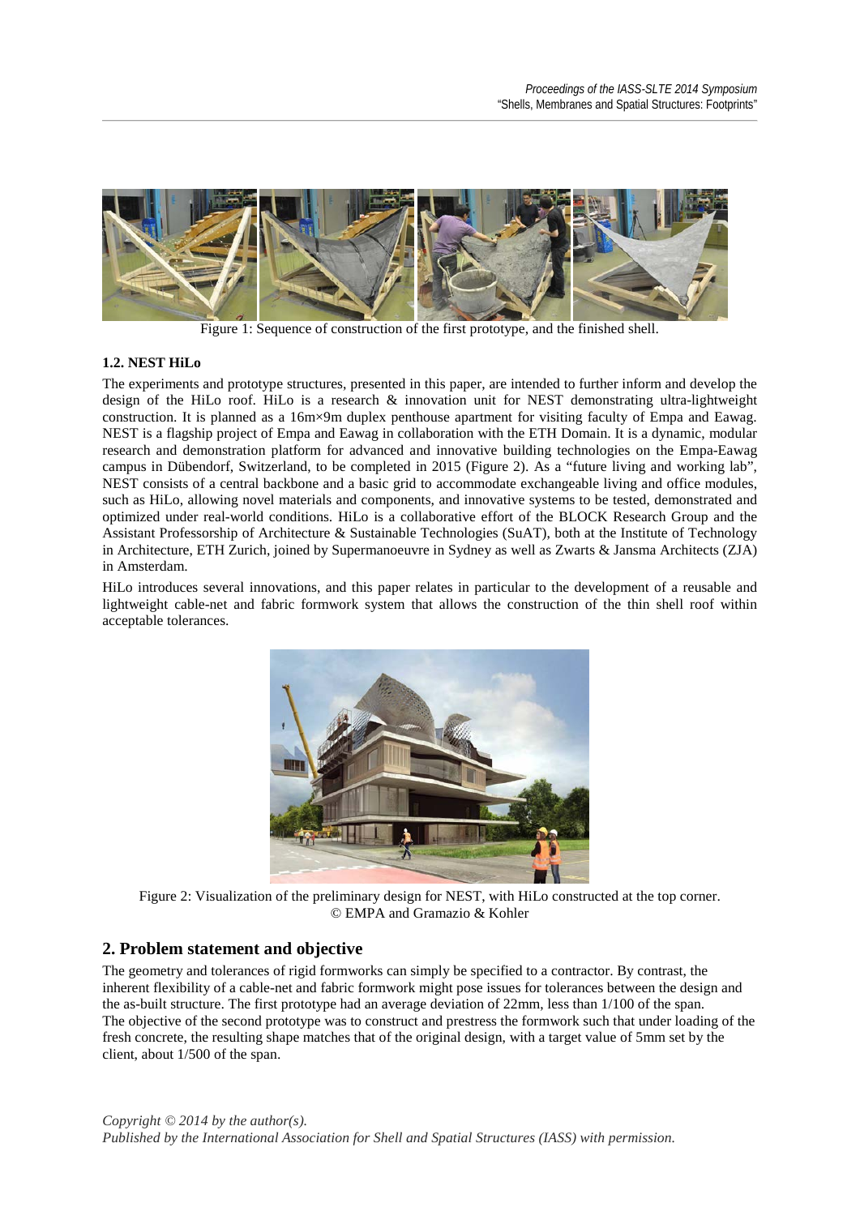Figure 1: Sequence of construction of the first prototype, and the finished shell.

### 1.2. NEST HiLo

The experiments and prototype structures, presented in this paper, are intended to further inform and develop the design of the HiLo roof. HiLo is a research & innovation unit for NEST demonstrating ultra-lightweight construction. It is planned as a 16m×9m duplex penthouse apartment for visiting faculty of Empa and Eawag. NEST is a flagship project of Empa and Eawag in collaboration with the ETH Domain. It is a dynamic, modular research and demonstration platform for advanced and innovative building technologies on the Empa-Eawag campus in Dübendorf, Switzerland, to be completed in 2015 (Figure 2). As a "future living and working lab", NEST consists of a central backbone and a basic grid to accommodate exchangeable living and office modules, such as HiLo, allowing novel materials and components, and innovative systems to be tested, demonstrated and optimized under real-world conditions. HiLo is a collaborative effort of the BLOCK Research Group and the Assistant Professorship of Architecture & Sustainable Technologies (SuAT), both at the Institute of Technology in Architecture, ETH Zurich, joined by Supermanoeuvre in Sydney as well as Zwarts & Jansma Architects (ZJA) in Amsterdam.

HiLo introduces several innovations, and this paper relates in particular to the development of a reusable and lightweight cable-net and fabric formwork system that allows the construction of the thin shell roof within acceptable tolerances.

Figure 2: Visualization of the preliminary design for NEST, with HiLo constructed at the top corner. © EMPA and Gramazio & Kohler

## 2. Problem statement and objective

The geometry and tolerances of rigid formworks can simply be specified to a contractor. By contrast, the inherent flexibility of a cable-net and fabric formwork might pose issues for tolerances between the design and the as-built structure. The first prototype had an average deviation of 22mm, less than 1/100 of the span.
The objective of the second prototype was to construct and prestress the formwork such that under loading of the fresh concrete, the resulting shape matches that of the original design, with a target value of 5mm set by the client, about 1/500 of the span.

*Copyright © 2014 by the author(s).*
*Published by the International Association for Shell and Spatial Structures (IASS) with permission.*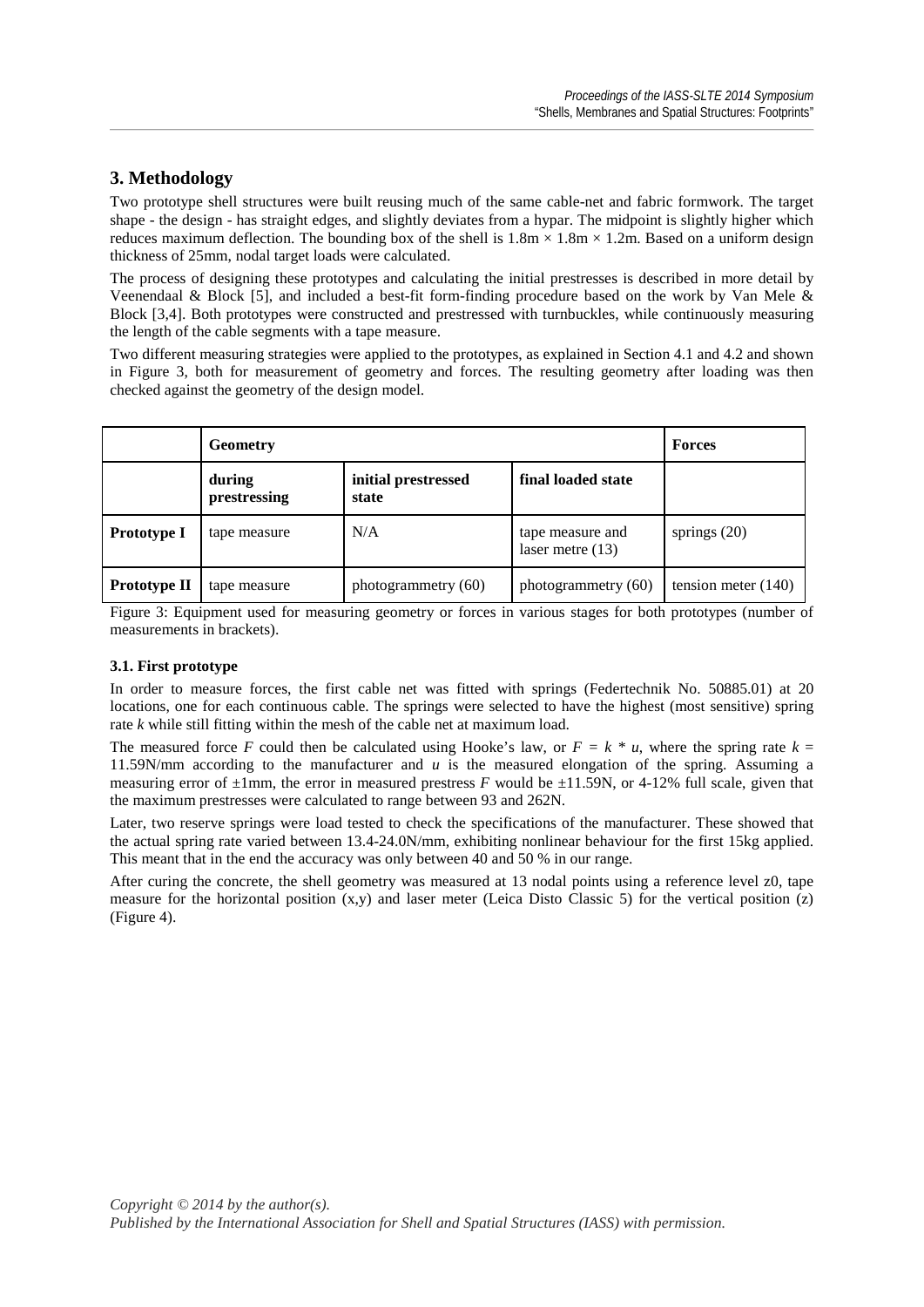## 3. Methodology

Two prototype shell structures were built reusing much of the same cable-net and fabric formwork. The target shape - the design - has straight edges, and slightly deviates from a hypar. The midpoint is slightly higher which reduces maximum deflection. The bounding box of the shell is 1.8m × 1.8m × 1.2m. Based on a uniform design thickness of 25mm, nodal target loads were calculated.

The process of designing these prototypes and calculating the initial prestresses is described in more detail by Veenendaal & Block [5], and included a best-fit form-finding procedure based on the work by Van Mele & Block [3,4]. Both prototypes were constructed and prestressed with turnbuckles, while continuously measuring the length of the cable segments with a tape measure.

Two different measuring strategies were applied to the prototypes, as explained in Section 4.1 and 4.2 and shown in Figure 3, both for measurement of geometry and forces. The resulting geometry after loading was then checked against the geometry of the design model.

| | **Geometry** | | | **Forces** |
|---|---|---|---|---|
| | **during prestressing** | **initial prestressed state** | **final loaded state** | |
| **Prototype I** | tape measure | N/A | tape measure and laser metre (13) | springs (20) |
| **Prototype II** | tape measure | photogrammetry (60) | photogrammetry (60) | tension meter (140) |

Figure 3: Equipment used for measuring geometry or forces in various stages for both prototypes (number of measurements in brackets).

### 3.1. First prototype

In order to measure forces, the first cable net was fitted with springs (Federtechnik No. 50885.01) at 20 locations, one for each continuous cable. The springs were selected to have the highest (most sensitive) spring rate $k$ while still fitting within the mesh of the cable net at maximum load.

The measured force $F$ could then be calculated using Hooke's law, or $F = k * u$, where the spring rate $k$ = 11.59N/mm according to the manufacturer and $u$ is the measured elongation of the spring. Assuming a measuring error of ±1mm, the error in measured prestress $F$ would be ±11.59N, or 4-12% full scale, given that the maximum prestresses were calculated to range between 93 and 262N.

Later, two reserve springs were load tested to check the specifications of the manufacturer. These showed that the actual spring rate varied between 13.4-24.0N/mm, exhibiting nonlinear behaviour for the first 15kg applied. This meant that in the end the accuracy was only between 40 and 50 % in our range.

After curing the concrete, the shell geometry was measured at 13 nodal points using a reference level z0, tape measure for the horizontal position (x,y) and laser meter (Leica Disto Classic 5) for the vertical position (z) (Figure 4).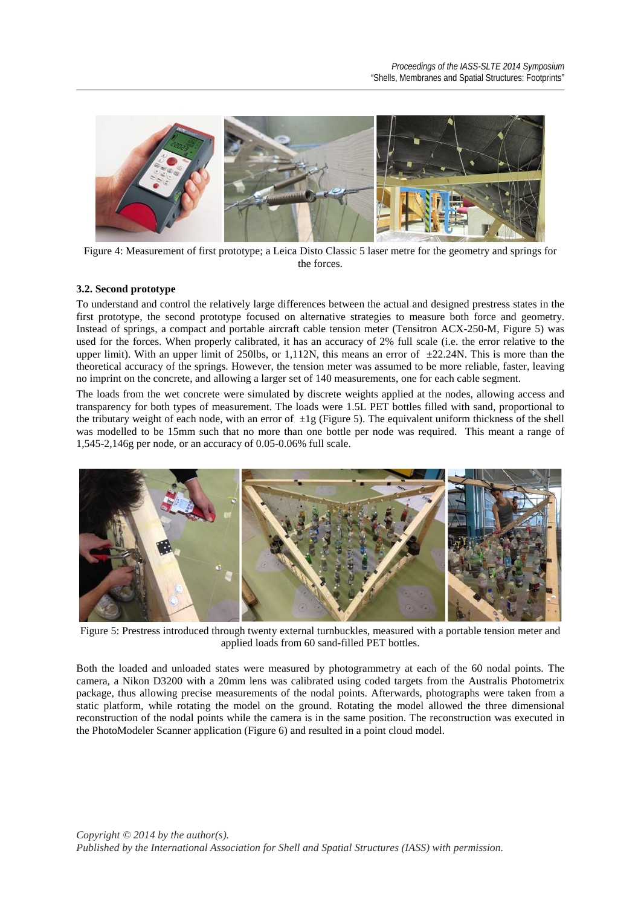Figure 4: Measurement of first prototype; a Leica Disto Classic 5 laser metre for the geometry and springs for the forces.

### 3.2. Second prototype

To understand and control the relatively large differences between the actual and designed prestress states in the first prototype, the second prototype focused on alternative strategies to measure both force and geometry. Instead of springs, a compact and portable aircraft cable tension meter (Tensitron ACX-250-M, Figure 5) was used for the forces. When properly calibrated, it has an accuracy of 2% full scale (i.e. the error relative to the upper limit). With an upper limit of 250lbs, or 1,112N, this means an error of $\pm$22.24N. This is more than the theoretical accuracy of the springs. However, the tension meter was assumed to be more reliable, faster, leaving no imprint on the concrete, and allowing a larger set of 140 measurements, one for each cable segment.

The loads from the wet concrete were simulated by discrete weights applied at the nodes, allowing access and transparency for both types of measurement. The loads were 1.5L PET bottles filled with sand, proportional to the tributary weight of each node, with an error of $\pm$1g (Figure 5). The equivalent uniform thickness of the shell was modelled to be 15mm such that no more than one bottle per node was required. This meant a range of 1,545-2,146g per node, or an accuracy of 0.05-0.06% full scale.

Figure 5: Prestress introduced through twenty external turnbuckles, measured with a portable tension meter and applied loads from 60 sand-filled PET bottles.

Both the loaded and unloaded states were measured by photogrammetry at each of the 60 nodal points. The camera, a Nikon D3200 with a 20mm lens was calibrated using coded targets from the Australis Photometrix package, thus allowing precise measurements of the nodal points. Afterwards, photographs were taken from a static platform, while rotating the model on the ground. Rotating the model allowed the three dimensional reconstruction of the nodal points while the camera is in the same position. The reconstruction was executed in the PhotoModeler Scanner application (Figure 6) and resulted in a point cloud model.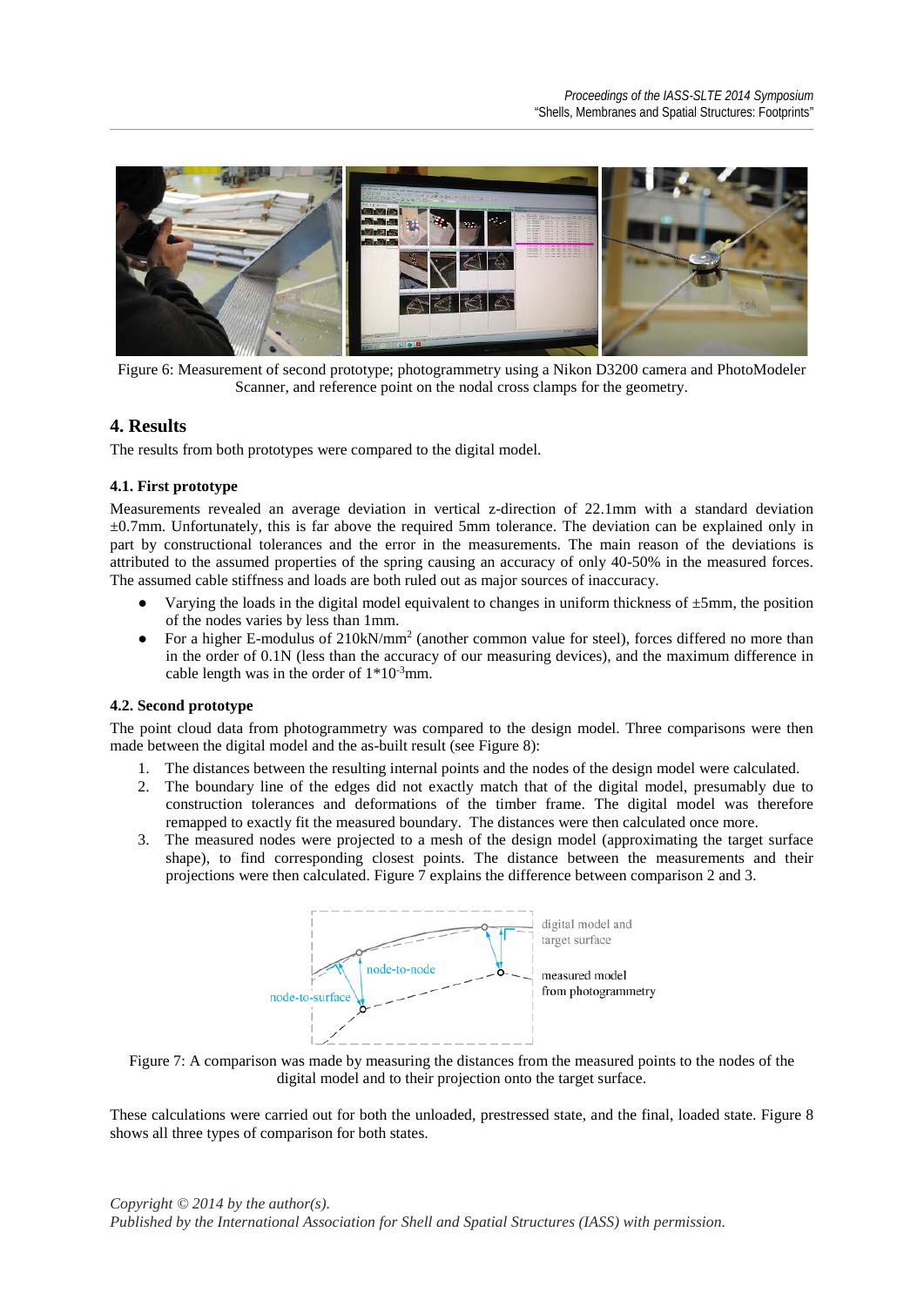Figure 6: Measurement of second prototype; photogrammetry using a Nikon D3200 camera and PhotoModeler Scanner, and reference point on the nodal cross clamps for the geometry.

## 4. Results

The results from both prototypes were compared to the digital model.

### 4.1. First prototype

Measurements revealed an average deviation in vertical z-direction of 22.1mm with a standard deviation ±0.7mm. Unfortunately, this is far above the required 5mm tolerance. The deviation can be explained only in part by constructional tolerances and the error in the measurements. The main reason of the deviations is attributed to the assumed properties of the spring causing an accuracy of only 40-50% in the measured forces. The assumed cable stiffness and loads are both ruled out as major sources of inaccuracy.

- Varying the loads in the digital model equivalent to changes in uniform thickness of ±5mm, the position of the nodes varies by less than 1mm.
- For a higher E-modulus of 210kN/mm$^2$ (another common value for steel), forces differed no more than in the order of 0.1N (less than the accuracy of our measuring devices), and the maximum difference in cable length was in the order of $1*10^{-3}$mm.

### 4.2. Second prototype

The point cloud data from photogrammetry was compared to the design model. Three comparisons were then made between the digital model and the as-built result (see Figure 8):

1. The distances between the resulting internal points and the nodes of the design model were calculated.
2. The boundary line of the edges did not exactly match that of the digital model, presumably due to construction tolerances and deformations of the timber frame. The digital model was therefore remapped to exactly fit the measured boundary. The distances were then calculated once more.
3. The measured nodes were projected to a mesh of the design model (approximating the target surface shape), to find corresponding closest points. The distance between the measurements and their projections were then calculated. Figure 7 explains the difference between comparison 2 and 3.

Figure 7: A comparison was made by measuring the distances from the measured points to the nodes of the digital model and to their projection onto the target surface.

These calculations were carried out for both the unloaded, prestressed state, and the final, loaded state. Figure 8 shows all three types of comparison for both states.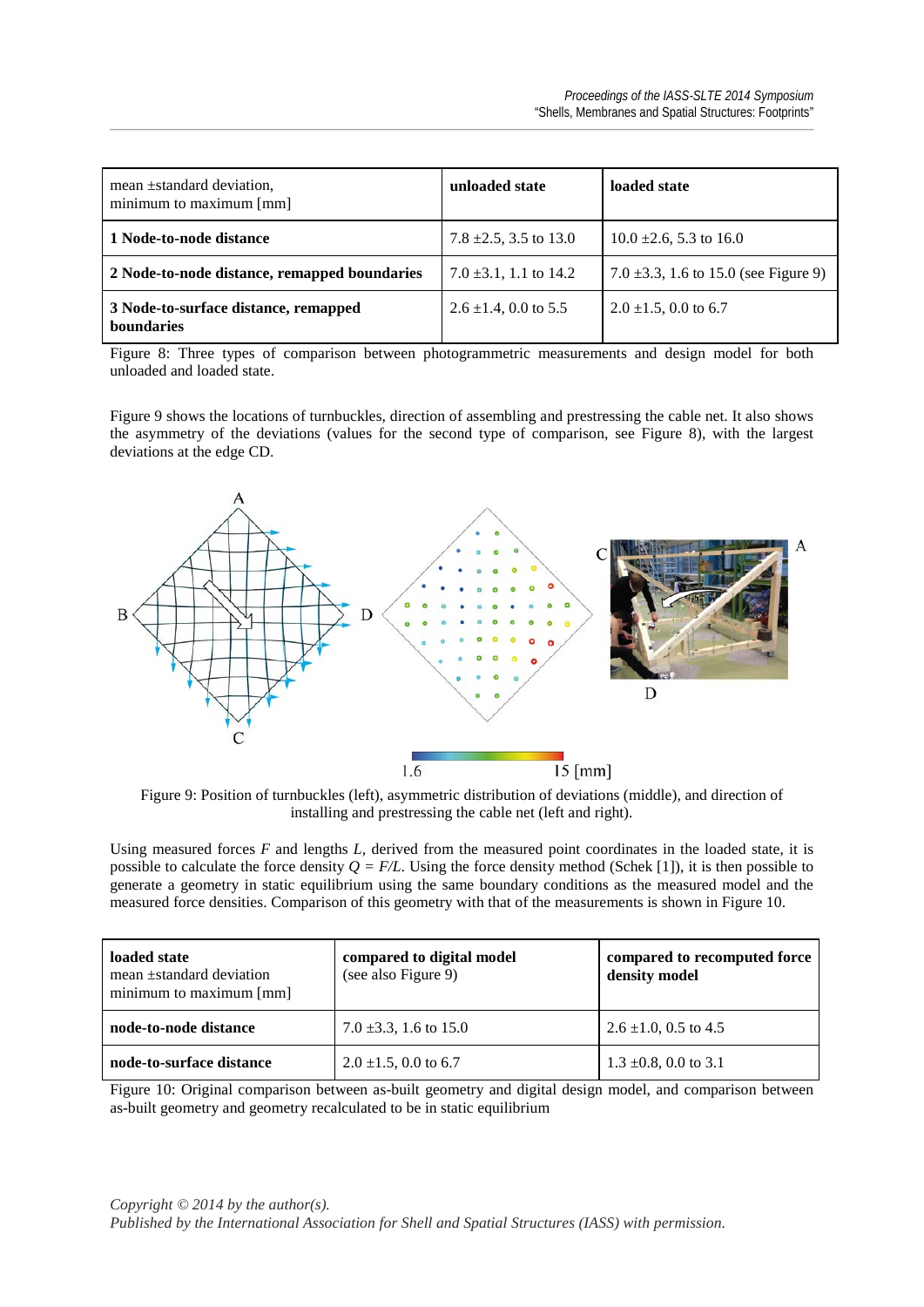| mean ±standard deviation, minimum to maximum [mm] | **unloaded state** | **loaded state** |
|---|---|---|
| **1 Node-to-node distance** | 7.8 ±2.5, 3.5 to 13.0 | 10.0 ±2.6, 5.3 to 16.0 |
| **2 Node-to-node distance, remapped boundaries** | 7.0 ±3.1, 1.1 to 14.2 | 7.0 ±3.3, 1.6 to 15.0 (see Figure 9) |
| **3 Node-to-surface distance, remapped boundaries** | 2.6 ±1.4, 0.0 to 5.5 | 2.0 ±1.5, 0.0 to 6.7 |

Figure 8: Three types of comparison between photogrammetric measurements and design model for both unloaded and loaded state.

Figure 9 shows the locations of turnbuckles, direction of assembling and prestressing the cable net. It also shows the asymmetry of the deviations (values for the second type of comparison, see Figure 8), with the largest deviations at the edge CD.

Figure 9: Position of turnbuckles (left), asymmetric distribution of deviations (middle), and direction of installing and prestressing the cable net (left and right).

Using measured forces $F$ and lengths $L$, derived from the measured point coordinates in the loaded state, it is possible to calculate the force density $Q = F/L$. Using the force density method (Schek [1]), it is then possible to generate a geometry in static equilibrium using the same boundary conditions as the measured model and the measured force densities. Comparison of this geometry with that of the measurements is shown in Figure 10.

| **loaded state** mean ±standard deviation minimum to maximum [mm] | **compared to digital model** (see also Figure 9) | **compared to recomputed force density model** |
|---|---|---|
| **node-to-node distance** | 7.0 ±3.3, 1.6 to 15.0 | 2.6 ±1.0, 0.5 to 4.5 |
| **node-to-surface distance** | 2.0 ±1.5, 0.0 to 6.7 | 1.3 ±0.8, 0.0 to 3.1 |

Figure 10: Original comparison between as-built geometry and digital design model, and comparison between as-built geometry and geometry recalculated to be in static equilibrium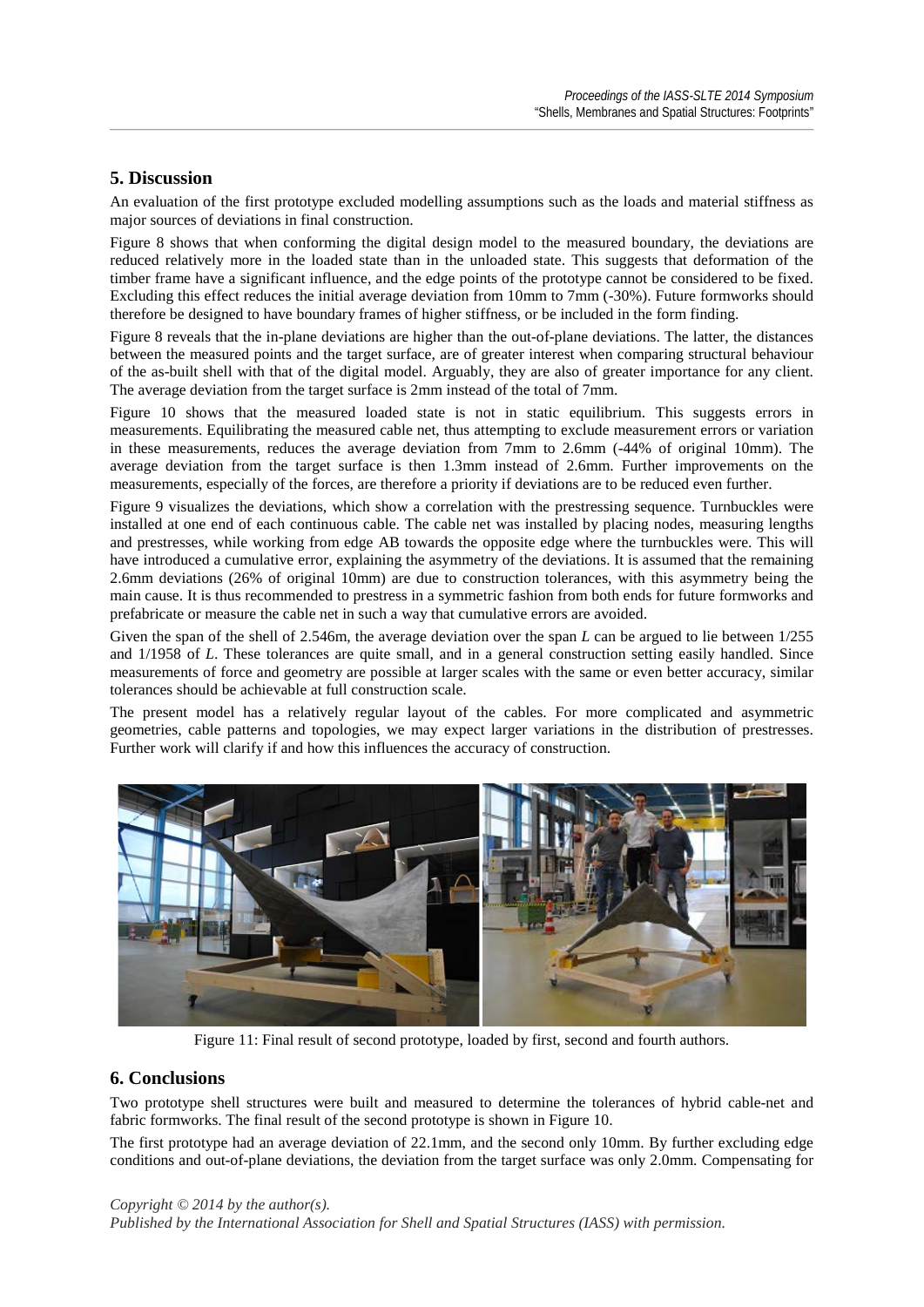## 5. Discussion

An evaluation of the first prototype excluded modelling assumptions such as the loads and material stiffness as major sources of deviations in final construction.

Figure 8 shows that when conforming the digital design model to the measured boundary, the deviations are reduced relatively more in the loaded state than in the unloaded state. This suggests that deformation of the timber frame have a significant influence, and the edge points of the prototype cannot be considered to be fixed. Excluding this effect reduces the initial average deviation from 10mm to 7mm (-30%). Future formworks should therefore be designed to have boundary frames of higher stiffness, or be included in the form finding.

Figure 8 reveals that the in-plane deviations are higher than the out-of-plane deviations. The latter, the distances between the measured points and the target surface, are of greater interest when comparing structural behaviour of the as-built shell with that of the digital model. Arguably, they are also of greater importance for any client. The average deviation from the target surface is 2mm instead of the total of 7mm.

Figure 10 shows that the measured loaded state is not in static equilibrium. This suggests errors in measurements. Equilibrating the measured cable net, thus attempting to exclude measurement errors or variation in these measurements, reduces the average deviation from 7mm to 2.6mm (-44% of original 10mm). The average deviation from the target surface is then 1.3mm instead of 2.6mm. Further improvements on the measurements, especially of the forces, are therefore a priority if deviations are to be reduced even further.

Figure 9 visualizes the deviations, which show a correlation with the prestressing sequence. Turnbuckles were installed at one end of each continuous cable. The cable net was installed by placing nodes, measuring lengths and prestresses, while working from edge AB towards the opposite edge where the turnbuckles were. This will have introduced a cumulative error, explaining the asymmetry of the deviations. It is assumed that the remaining 2.6mm deviations (26% of original 10mm) are due to construction tolerances, with this asymmetry being the main cause. It is thus recommended to prestress in a symmetric fashion from both ends for future formworks and prefabricate or measure the cable net in such a way that cumulative errors are avoided.

Given the span of the shell of 2.546m, the average deviation over the span $L$ can be argued to lie between 1/255 and 1/1958 of $L$. These tolerances are quite small, and in a general construction setting easily handled. Since measurements of force and geometry are possible at larger scales with the same or even better accuracy, similar tolerances should be achievable at full construction scale.

The present model has a relatively regular layout of the cables. For more complicated and asymmetric geometries, cable patterns and topologies, we may expect larger variations in the distribution of prestresses. Further work will clarify if and how this influences the accuracy of construction.

Figure 11: Final result of second prototype, loaded by first, second and fourth authors.

## 6. Conclusions

Two prototype shell structures were built and measured to determine the tolerances of hybrid cable-net and fabric formworks. The final result of the second prototype is shown in Figure 10.

The first prototype had an average deviation of 22.1mm, and the second only 10mm. By further excluding edge conditions and out-of-plane deviations, the deviation from the target surface was only 2.0mm. Compensating for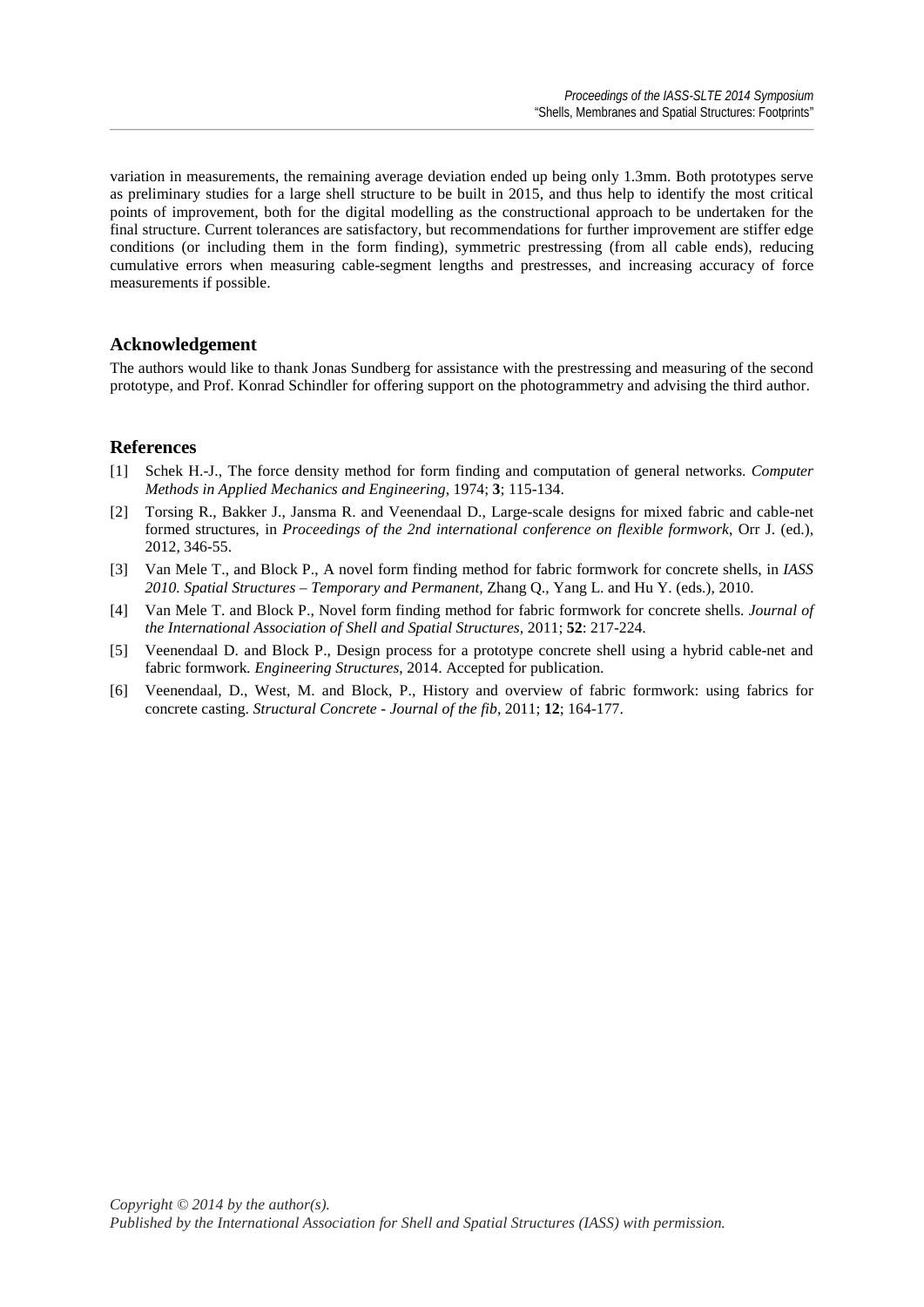variation in measurements, the remaining average deviation ended up being only 1.3mm. Both prototypes serve as preliminary studies for a large shell structure to be built in 2015, and thus help to identify the most critical points of improvement, both for the digital modelling as the constructional approach to be undertaken for the final structure. Current tolerances are satisfactory, but recommendations for further improvement are stiffer edge conditions (or including them in the form finding), symmetric prestressing (from all cable ends), reducing cumulative errors when measuring cable-segment lengths and prestresses, and increasing accuracy of force measurements if possible.

## Acknowledgement

The authors would like to thank Jonas Sundberg for assistance with the prestressing and measuring of the second prototype, and Prof. Konrad Schindler for offering support on the photogrammetry and advising the third author.

## References

[1] Schek H.-J., The force density method for form finding and computation of general networks. *Computer Methods in Applied Mechanics and Engineering*, 1974; **3**; 115-134.

[2] Torsing R., Bakker J., Jansma R. and Veenendaal D., Large-scale designs for mixed fabric and cable-net formed structures, in *Proceedings of the 2nd international conference on flexible formwork*, Orr J. (ed.), 2012, 346-55.

[3] Van Mele T., and Block P., A novel form finding method for fabric formwork for concrete shells, in *IASS 2010. Spatial Structures – Temporary and Permanent,* Zhang Q., Yang L. and Hu Y. (eds.), 2010.

[4] Van Mele T. and Block P., Novel form finding method for fabric formwork for concrete shells. *Journal of the International Association of Shell and Spatial Structures*, 2011; **52**: 217-224.

[5] Veenendaal D. and Block P., Design process for a prototype concrete shell using a hybrid cable-net and fabric formwork. *Engineering Structures*, 2014. Accepted for publication.

[6] Veenendaal, D., West, M. and Block, P., History and overview of fabric formwork: using fabrics for concrete casting. *Structural Concrete - Journal of the fib*, 2011; **12**; 164-177.

*Copyright © 2014 by the author(s).*
*Published by the International Association for Shell and Spatial Structures (IASS) with permission.*